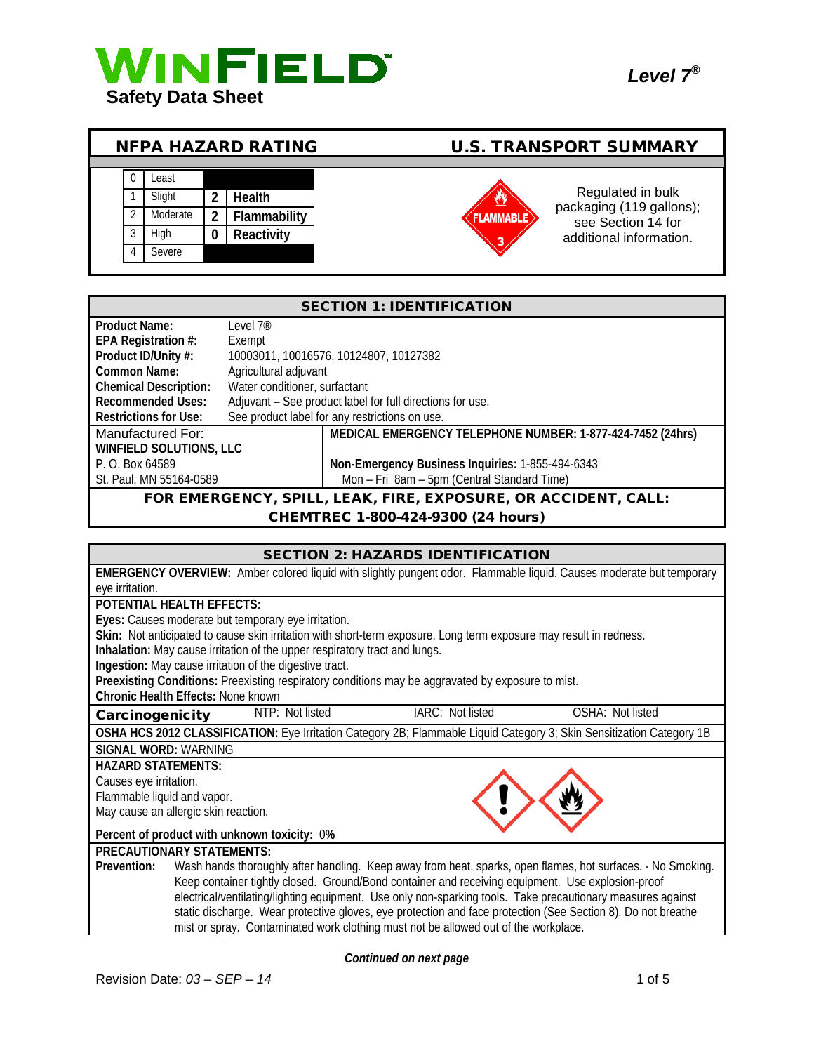# WINFIELD

**Safety Data Sheet**

***Level 7®***

## NFPA HAZARD RATING

| | | | |
|---|---|---|---|
| 0 | Least | | |
| 1 | Slight | 2 | Health |
| 2 | Moderate | 2 | Flammability |
| 3 | High | 0 | Reactivity |
| 4 | Severe | | |

## U.S. TRANSPORT SUMMARY

FLAMMABLE 3

Regulated in bulk packaging (119 gallons); see Section 14 for additional information.

## SECTION 1: IDENTIFICATION

| | |
|---|---|
| **Product Name:** | Level 7® |
| **EPA Registration #:** | Exempt |
| **Product ID/Unity #:** | 10003011, 10016576, 10124807, 10127382 |
| **Common Name:** | Agricultural adjuvant |
| **Chemical Description:** | Water conditioner, surfactant |
| **Recommended Uses:** | Adjuvant – See product label for full directions for use. |
| **Restrictions for Use:** | See product label for any restrictions on use. |

Manufactured For:
**WINFIELD SOLUTIONS, LLC**
P. O. Box 64589
St. Paul, MN 55164-0589

**MEDICAL EMERGENCY TELEPHONE NUMBER: 1-877-424-7452 (24hrs)**

**Non-Emergency Business Inquiries:** 1-855-494-6343
Mon – Fri 8am – 5pm (Central Standard Time)

**FOR EMERGENCY, SPILL, LEAK, FIRE, EXPOSURE, OR ACCIDENT, CALL:**
**CHEMTREC 1-800-424-9300 (24 hours)**

## SECTION 2: HAZARDS IDENTIFICATION

**EMERGENCY OVERVIEW:** Amber colored liquid with slightly pungent odor. Flammable liquid. Causes moderate but temporary eye irritation.

**POTENTIAL HEALTH EFFECTS:**

**Eyes:** Causes moderate but temporary eye irritation.
**Skin:** Not anticipated to cause skin irritation with short-term exposure. Long term exposure may result in redness.
**Inhalation:** May cause irritation of the upper respiratory tract and lungs.
**Ingestion:** May cause irritation of the digestive tract.
**Preexisting Conditions:** Preexisting respiratory conditions may be aggravated by exposure to mist.
**Chronic Health Effects:** None known

| **Carcinogenicity** | NTP: Not listed | IARC: Not listed | OSHA: Not listed |
|---|---|---|---|

**OSHA HCS 2012 CLASSIFICATION:** Eye Irritation Category 2B; Flammable Liquid Category 3; Skin Sensitization Category 1B

**SIGNAL WORD:** WARNING

**HAZARD STATEMENTS:**
Causes eye irritation.
Flammable liquid and vapor.
May cause an allergic skin reaction.

**Percent of product with unknown toxicity:** 0**%**

**PRECAUTIONARY STATEMENTS:**

**Prevention:** Wash hands thoroughly after handling. Keep away from heat, sparks, open flames, hot surfaces. - No Smoking. Keep container tightly closed. Ground/Bond container and receiving equipment. Use explosion-proof electrical/ventilating/lighting equipment. Use only non-sparking tools. Take precautionary measures against static discharge. Wear protective gloves, eye protection and face protection (See Section 8). Do not breathe mist or spray. Contaminated work clothing must not be allowed out of the workplace.

***Continued on next page***

Revision Date: *03 – SEP – 14*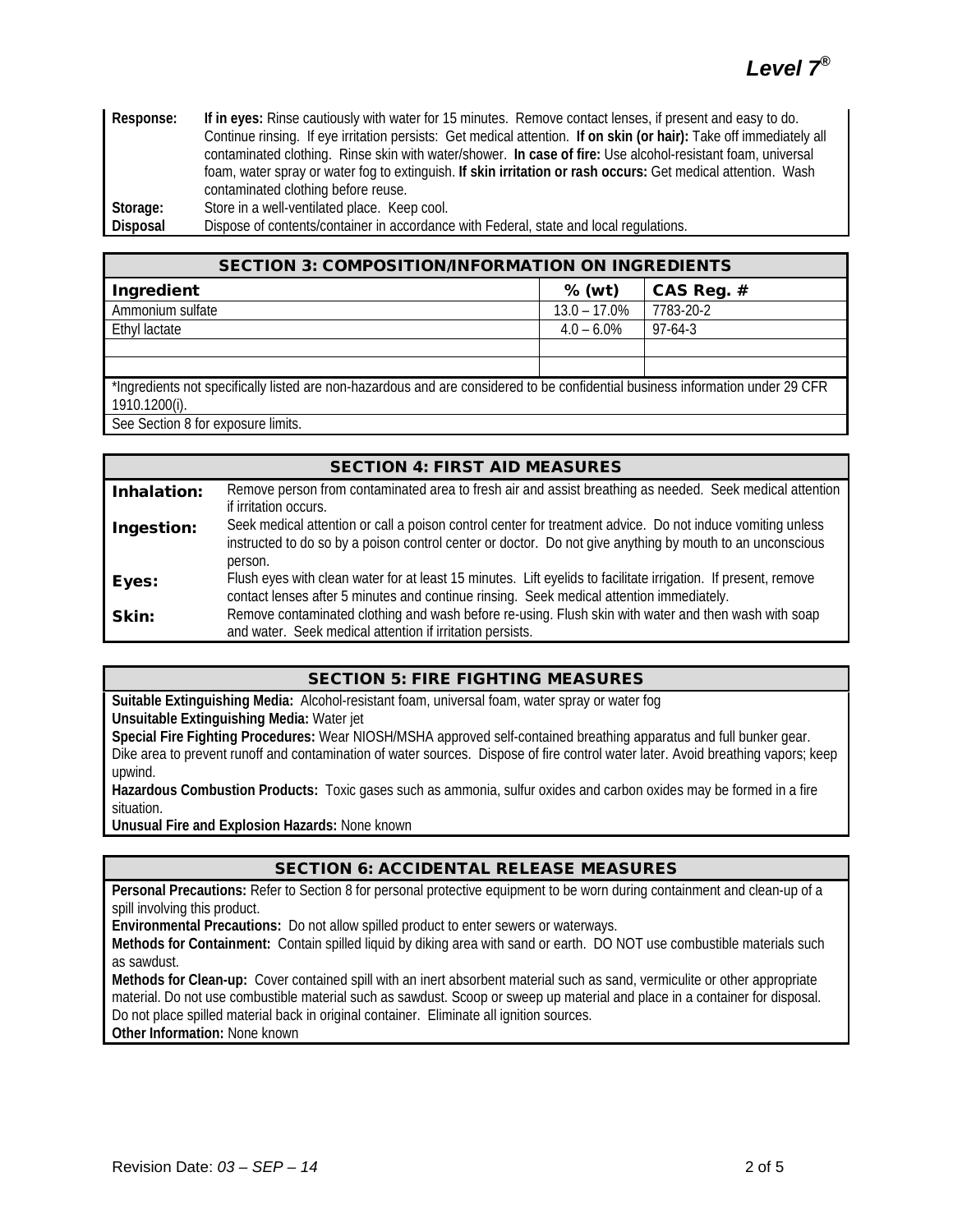**Response:** **If in eyes:** Rinse cautiously with water for 15 minutes. Remove contact lenses, if present and easy to do. Continue rinsing. If eye irritation persists: Get medical attention. **If on skin (or hair):** Take off immediately all contaminated clothing. Rinse skin with water/shower. **In case of fire:** Use alcohol-resistant foam, universal foam, water spray or water fog to extinguish. **If skin irritation or rash occurs:** Get medical attention. Wash contaminated clothing before reuse.

**Storage:** Store in a well-ventilated place. Keep cool.

**Disposal** Dispose of contents/container in accordance with Federal, state and local regulations.

## SECTION 3: COMPOSITION/INFORMATION ON INGREDIENTS

| Ingredient | % (wt) | CAS Reg. # |
|---|---|---|
| Ammonium sulfate | 13.0 – 17.0% | 7783-20-2 |
| Ethyl lactate | 4.0 – 6.0% | 97-64-3 |
| | | |
| | | |

*Ingredients not specifically listed are non-hazardous and are considered to be confidential business information under 29 CFR 1910.1200(i).

See Section 8 for exposure limits.

## SECTION 4: FIRST AID MEASURES

**Inhalation:** Remove person from contaminated area to fresh air and assist breathing as needed. Seek medical attention if irritation occurs.

**Ingestion:** Seek medical attention or call a poison control center for treatment advice. Do not induce vomiting unless instructed to do so by a poison control center or doctor. Do not give anything by mouth to an unconscious person.

**Eyes:** Flush eyes with clean water for at least 15 minutes. Lift eyelids to facilitate irrigation. If present, remove contact lenses after 5 minutes and continue rinsing. Seek medical attention immediately.

**Skin:** Remove contaminated clothing and wash before re-using. Flush skin with water and then wash with soap and water. Seek medical attention if irritation persists.

## SECTION 5: FIRE FIGHTING MEASURES

**Suitable Extinguishing Media:** Alcohol-resistant foam, universal foam, water spray or water fog

**Unsuitable Extinguishing Media:** Water jet

**Special Fire Fighting Procedures:** Wear NIOSH/MSHA approved self-contained breathing apparatus and full bunker gear. Dike area to prevent runoff and contamination of water sources. Dispose of fire control water later. Avoid breathing vapors; keep upwind.

**Hazardous Combustion Products:** Toxic gases such as ammonia, sulfur oxides and carbon oxides may be formed in a fire situation.

**Unusual Fire and Explosion Hazards:** None known

## SECTION 6: ACCIDENTAL RELEASE MEASURES

**Personal Precautions:** Refer to Section 8 for personal protective equipment to be worn during containment and clean-up of a spill involving this product.

**Environmental Precautions:** Do not allow spilled product to enter sewers or waterways.

**Methods for Containment:** Contain spilled liquid by diking area with sand or earth. DO NOT use combustible materials such as sawdust.

**Methods for Clean-up:** Cover contained spill with an inert absorbent material such as sand, vermiculite or other appropriate material. Do not use combustible material such as sawdust. Scoop or sweep up material and place in a container for disposal. Do not place spilled material back in original container. Eliminate all ignition sources.

**Other Information:** None known

Revision Date: *03 – SEP – 14*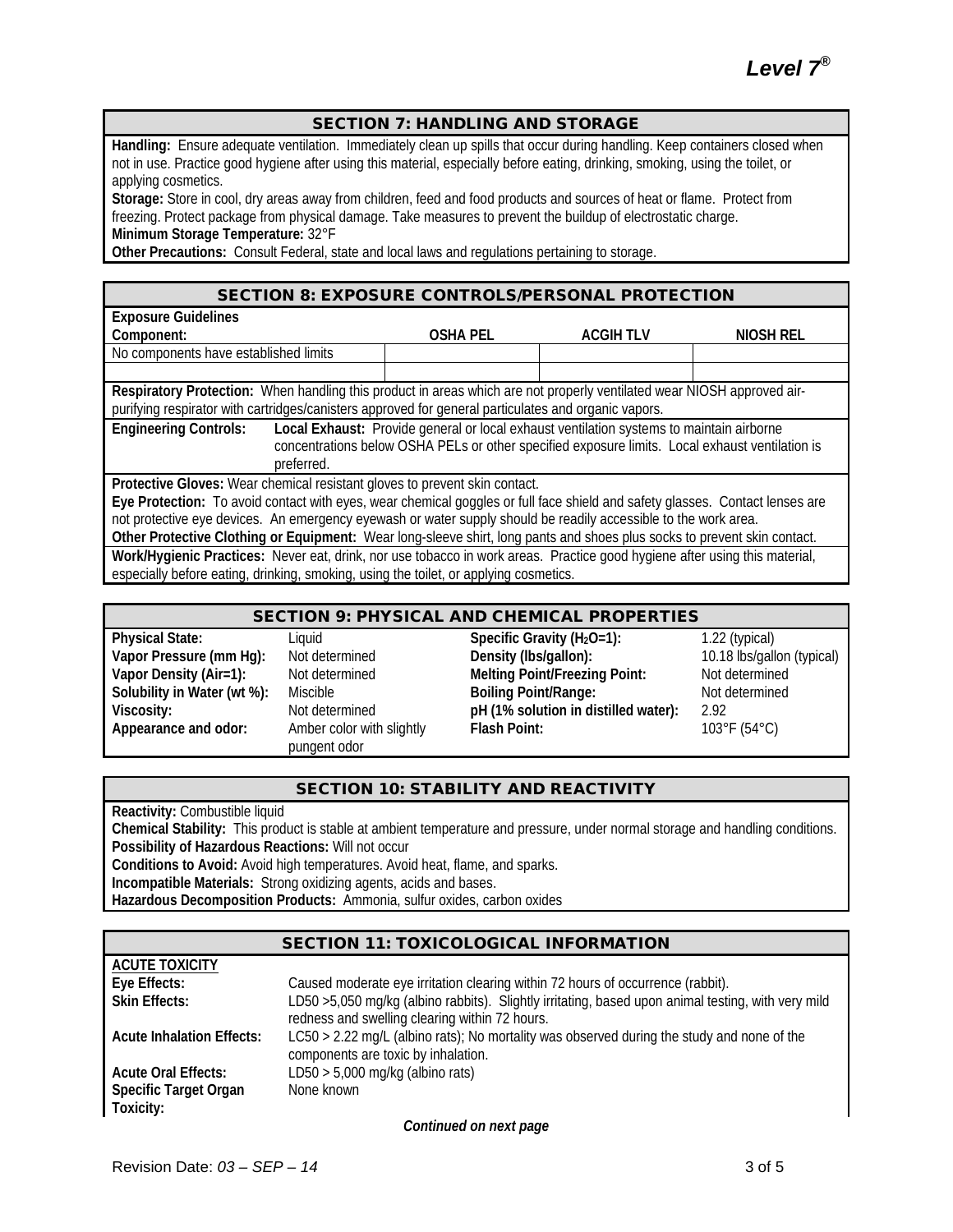## SECTION 7: HANDLING AND STORAGE

**Handling:** Ensure adequate ventilation. Immediately clean up spills that occur during handling. Keep containers closed when not in use. Practice good hygiene after using this material, especially before eating, drinking, smoking, using the toilet, or applying cosmetics.

**Storage:** Store in cool, dry areas away from children, feed and food products and sources of heat or flame. Protect from freezing. Protect package from physical damage. Take measures to prevent the buildup of electrostatic charge.

**Minimum Storage Temperature:** 32°F

**Other Precautions:** Consult Federal, state and local laws and regulations pertaining to storage.

## SECTION 8: EXPOSURE CONTROLS/PERSONAL PROTECTION

**Exposure Guidelines**

| Component: | OSHA PEL | ACGIH TLV | NIOSH REL |
|---|---|---|---|
| No components have established limits | | | |
| | | | |

**Respiratory Protection:** When handling this product in areas which are not properly ventilated wear NIOSH approved air-purifying respirator with cartridges/canisters approved for general particulates and organic vapors.

**Engineering Controls:** **Local Exhaust:** Provide general or local exhaust ventilation systems to maintain airborne concentrations below OSHA PELs or other specified exposure limits. Local exhaust ventilation is preferred.

**Protective Gloves:** Wear chemical resistant gloves to prevent skin contact.

**Eye Protection:** To avoid contact with eyes, wear chemical goggles or full face shield and safety glasses. Contact lenses are not protective eye devices. An emergency eyewash or water supply should be readily accessible to the work area.

**Other Protective Clothing or Equipment:** Wear long-sleeve shirt, long pants and shoes plus socks to prevent skin contact.

**Work/Hygienic Practices:** Never eat, drink, nor use tobacco in work areas. Practice good hygiene after using this material, especially before eating, drinking, smoking, using the toilet, or applying cosmetics.

## SECTION 9: PHYSICAL AND CHEMICAL PROPERTIES

| | | | |
|---|---|---|---|
| **Physical State:** | Liquid | **Specific Gravity ($H_2O$=1):** | 1.22 (typical) |
| **Vapor Pressure (mm Hg):** | Not determined | **Density (lbs/gallon):** | 10.18 lbs/gallon (typical) |
| **Vapor Density (Air=1):** | Not determined | **Melting Point/Freezing Point:** | Not determined |
| **Solubility in Water (wt %):** | Miscible | **Boiling Point/Range:** | Not determined |
| **Viscosity:** | Not determined | **pH (1% solution in distilled water):** | 2.92 |
| **Appearance and odor:** | Amber color with slightly pungent odor | **Flash Point:** | 103°F (54°C) |

## SECTION 10: STABILITY AND REACTIVITY

**Reactivity:** Combustible liquid

**Chemical Stability:** This product is stable at ambient temperature and pressure, under normal storage and handling conditions.

**Possibility of Hazardous Reactions:** Will not occur

**Conditions to Avoid:** Avoid high temperatures. Avoid heat, flame, and sparks.

**Incompatible Materials:** Strong oxidizing agents, acids and bases.

**Hazardous Decomposition Products:** Ammonia, sulfur oxides, carbon oxides

## SECTION 11: TOXICOLOGICAL INFORMATION

**ACUTE TOXICITY**

**Eye Effects:** Caused moderate eye irritation clearing within 72 hours of occurrence (rabbit).

**Skin Effects:** LD50 >5,050 mg/kg (albino rabbits). Slightly irritating, based upon animal testing, with very mild redness and swelling clearing within 72 hours.

**Acute Inhalation Effects:** LC50 > 2.22 mg/L (albino rats); No mortality was observed during the study and none of the components are toxic by inhalation.

**Acute Oral Effects:** LD50 > 5,000 mg/kg (albino rats)

**Specific Target Organ Toxicity:** None known

*Continued on next page*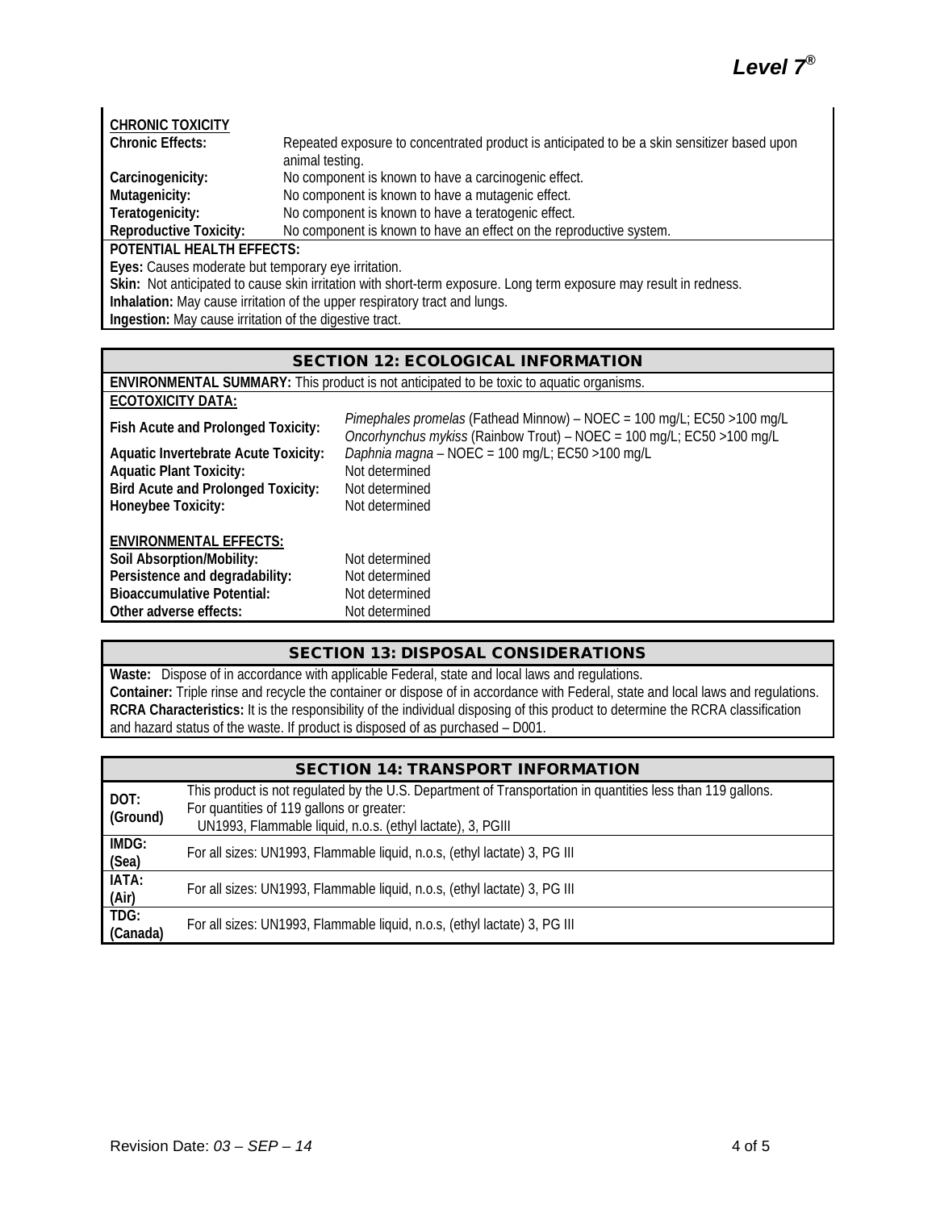**CHRONIC TOXICITY**

| | |
|---|---|
| **Chronic Effects:** | Repeated exposure to concentrated product is anticipated to be a skin sensitizer based upon animal testing. |
| **Carcinogenicity:** | No component is known to have a carcinogenic effect. |
| **Mutagenicity:** | No component is known to have a mutagenic effect. |
| **Teratogenicity:** | No component is known to have a teratogenic effect. |
| **Reproductive Toxicity:** | No component is known to have an effect on the reproductive system. |

**POTENTIAL HEALTH EFFECTS:**

**Eyes:** Causes moderate but temporary eye irritation.
**Skin:** Not anticipated to cause skin irritation with short-term exposure. Long term exposure may result in redness.
**Inhalation:** May cause irritation of the upper respiratory tract and lungs.
**Ingestion:** May cause irritation of the digestive tract.

## SECTION 12: ECOLOGICAL INFORMATION

**ENVIRONMENTAL SUMMARY:** This product is not anticipated to be toxic to aquatic organisms.

**ECOTOXICITY DATA:**

| | |
|---|---|
| **Fish Acute and Prolonged Toxicity:** | *Pimephales promelas* (Fathead Minnow) – NOEC = 100 mg/L; EC50 >100 mg/L<br>*Oncorhynchus mykiss* (Rainbow Trout) – NOEC = 100 mg/L; EC50 >100 mg/L |
| **Aquatic Invertebrate Acute Toxicity:** | *Daphnia magna* – NOEC = 100 mg/L; EC50 >100 mg/L |
| **Aquatic Plant Toxicity:** | Not determined |
| **Bird Acute and Prolonged Toxicity:** | Not determined |
| **Honeybee Toxicity:** | Not determined |

**ENVIRONMENTAL EFFECTS:**

| | |
|---|---|
| **Soil Absorption/Mobility:** | Not determined |
| **Persistence and degradability:** | Not determined |
| **Bioaccumulative Potential:** | Not determined |
| **Other adverse effects:** | Not determined |

## SECTION 13: DISPOSAL CONSIDERATIONS

**Waste:** Dispose of in accordance with applicable Federal, state and local laws and regulations.
**Container:** Triple rinse and recycle the container or dispose of in accordance with Federal, state and local laws and regulations.
**RCRA Characteristics:** It is the responsibility of the individual disposing of this product to determine the RCRA classification and hazard status of the waste. If product is disposed of as purchased – D001.

## SECTION 14: TRANSPORT INFORMATION

| | |
|---|---|
| **DOT: (Ground)** | This product is not regulated by the U.S. Department of Transportation in quantities less than 119 gallons.<br>For quantities of 119 gallons or greater:<br>UN1993, Flammable liquid, n.o.s. (ethyl lactate), 3, PGIII |
| **IMDG: (Sea)** | For all sizes: UN1993, Flammable liquid, n.o.s, (ethyl lactate) 3, PG III |
| **IATA: (Air)** | For all sizes: UN1993, Flammable liquid, n.o.s, (ethyl lactate) 3, PG III |
| **TDG: (Canada)** | For all sizes: UN1993, Flammable liquid, n.o.s, (ethyl lactate) 3, PG III |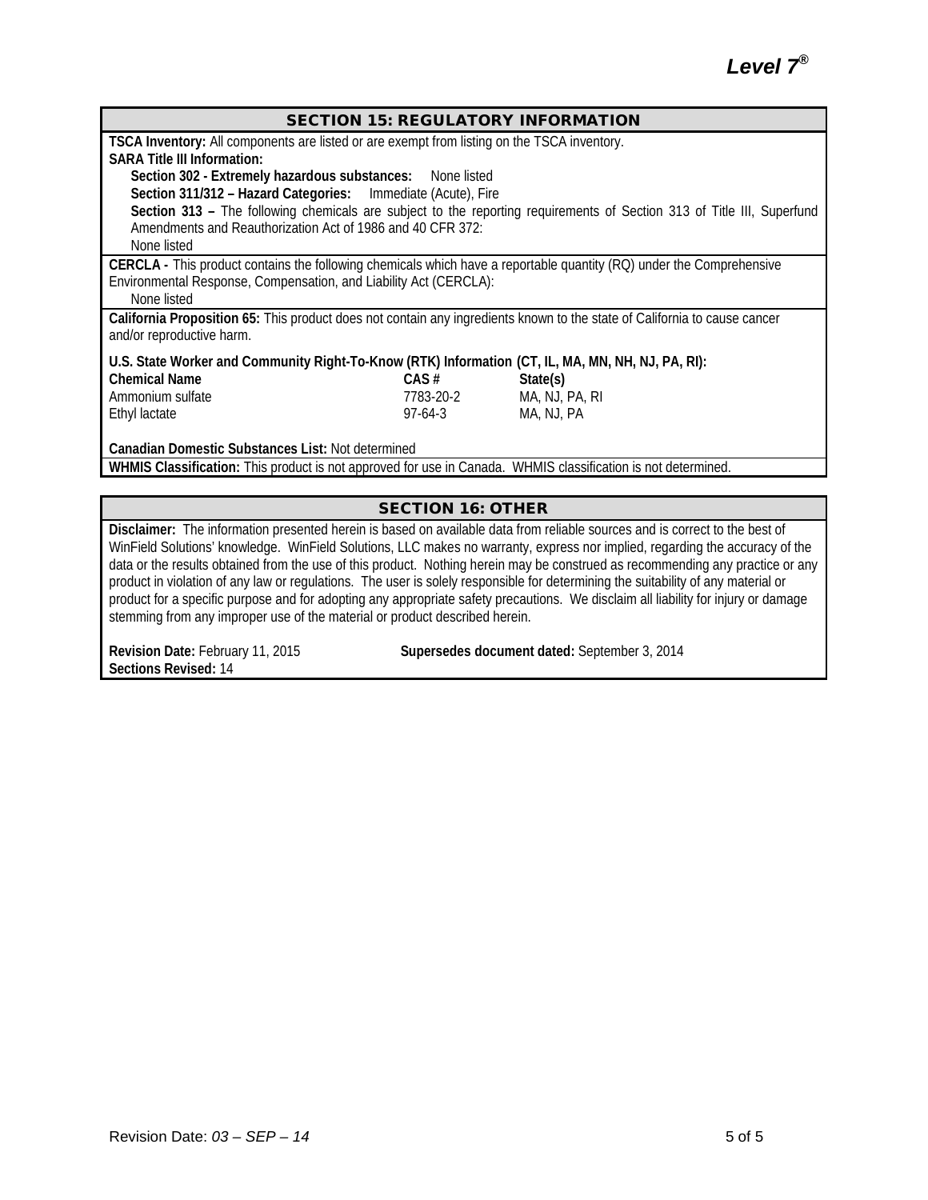## SECTION 15: REGULATORY INFORMATION

**TSCA Inventory:** All components are listed or are exempt from listing on the TSCA inventory.

**SARA Title III Information:**

**Section 302 - Extremely hazardous substances:** None listed

**Section 311/312 – Hazard Categories:** Immediate (Acute), Fire

**Section 313 –** The following chemicals are subject to the reporting requirements of Section 313 of Title III, Superfund Amendments and Reauthorization Act of 1986 and 40 CFR 372:

None listed

**CERCLA -** This product contains the following chemicals which have a reportable quantity (RQ) under the Comprehensive Environmental Response, Compensation, and Liability Act (CERCLA):

None listed

**California Proposition 65:** This product does not contain any ingredients known to the state of California to cause cancer and/or reproductive harm.

**U.S. State Worker and Community Right-To-Know (RTK) Information (CT, IL, MA, MN, NH, NJ, PA, RI):**

| Chemical Name | CAS # | State(s) |
| --- | --- | --- |
| Ammonium sulfate | 7783-20-2 | MA, NJ, PA, RI |
| Ethyl lactate | 97-64-3 | MA, NJ, PA |

**Canadian Domestic Substances List:** Not determined

**WHMIS Classification:** This product is not approved for use in Canada. WHMIS classification is not determined.

## SECTION 16: OTHER

**Disclaimer:** The information presented herein is based on available data from reliable sources and is correct to the best of WinField Solutions' knowledge. WinField Solutions, LLC makes no warranty, express nor implied, regarding the accuracy of the data or the results obtained from the use of this product. Nothing herein may be construed as recommending any practice or any product in violation of any law or regulations. The user is solely responsible for determining the suitability of any material or product for a specific purpose and for adopting any appropriate safety precautions. We disclaim all liability for injury or damage stemming from any improper use of the material or product described herein.

**Revision Date:** February 11, 2015 **Supersedes document dated:** September 3, 2014

**Sections Revised:** 14